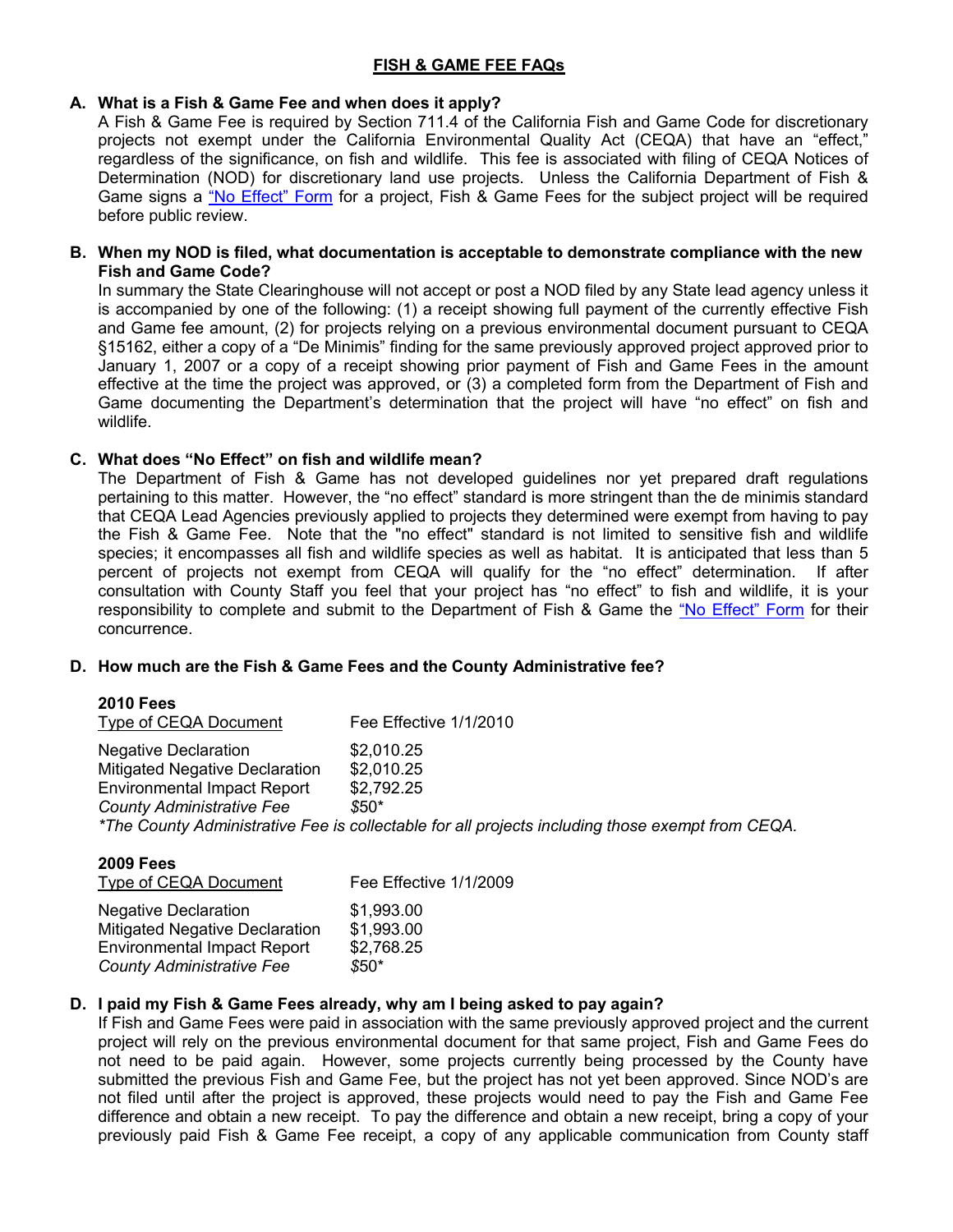# FISH & GAME FEE FAQs

**A. What is a Fish & Game Fee and when does it apply?**

A Fish & Game Fee is required by Section 711.4 of the California Fish and Game Code for discretionary projects not exempt under the California Environmental Quality Act (CEQA) that have an "effect," regardless of the significance, on fish and wildlife. This fee is associated with filing of CEQA Notices of Determination (NOD) for discretionary land use projects. Unless the California Department of Fish & Game signs a "No Effect" Form for a project, Fish & Game Fees for the subject project will be required before public review.

**B. When my NOD is filed, what documentation is acceptable to demonstrate compliance with the new Fish and Game Code?**

In summary the State Clearinghouse will not accept or post a NOD filed by any State lead agency unless it is accompanied by one of the following: (1) a receipt showing full payment of the currently effective Fish and Game fee amount, (2) for projects relying on a previous environmental document pursuant to CEQA §15162, either a copy of a "De Minimis" finding for the same previously approved project approved prior to January 1, 2007 or a copy of a receipt showing prior payment of Fish and Game Fees in the amount effective at the time the project was approved, or (3) a completed form from the Department of Fish and Game documenting the Department's determination that the project will have "no effect" on fish and wildlife.

**C. What does "No Effect" on fish and wildlife mean?**

The Department of Fish & Game has not developed guidelines nor yet prepared draft regulations pertaining to this matter. However, the "no effect" standard is more stringent than the de minimis standard that CEQA Lead Agencies previously applied to projects they determined were exempt from having to pay the Fish & Game Fee. Note that the "no effect" standard is not limited to sensitive fish and wildlife species; it encompasses all fish and wildlife species as well as habitat. It is anticipated that less than 5 percent of projects not exempt from CEQA will qualify for the "no effect" determination. If after consultation with County Staff you feel that your project has "no effect" to fish and wildlife, it is your responsibility to complete and submit to the Department of Fish & Game the "No Effect" Form for their concurrence.

**D. How much are the Fish & Game Fees and the County Administrative fee?**

**2010 Fees**

| Type of CEQA Document | Fee Effective 1/1/2010 |
|---|---|
| Negative Declaration | $2,010.25 |
| Mitigated Negative Declaration | $2,010.25 |
| Environmental Impact Report | $2,792.25 |
| *County Administrative Fee* | *$50** |

**The County Administrative Fee is collectable for all projects including those exempt from CEQA.*

**2009 Fees**

| Type of CEQA Document | Fee Effective 1/1/2009 |
|---|---|
| Negative Declaration | $1,993.00 |
| Mitigated Negative Declaration | $1,993.00 |
| Environmental Impact Report | $2,768.25 |
| *County Administrative Fee* | *$50** |

**D. I paid my Fish & Game Fees already, why am I being asked to pay again?**

If Fish and Game Fees were paid in association with the same previously approved project and the current project will rely on the previous environmental document for that same project, Fish and Game Fees do not need to be paid again. However, some projects currently being processed by the County have submitted the previous Fish and Game Fee, but the project has not yet been approved. Since NOD's are not filed until after the project is approved, these projects would need to pay the Fish and Game Fee difference and obtain a new receipt. To pay the difference and obtain a new receipt, bring a copy of your previously paid Fish & Game Fee receipt, a copy of any applicable communication from County staff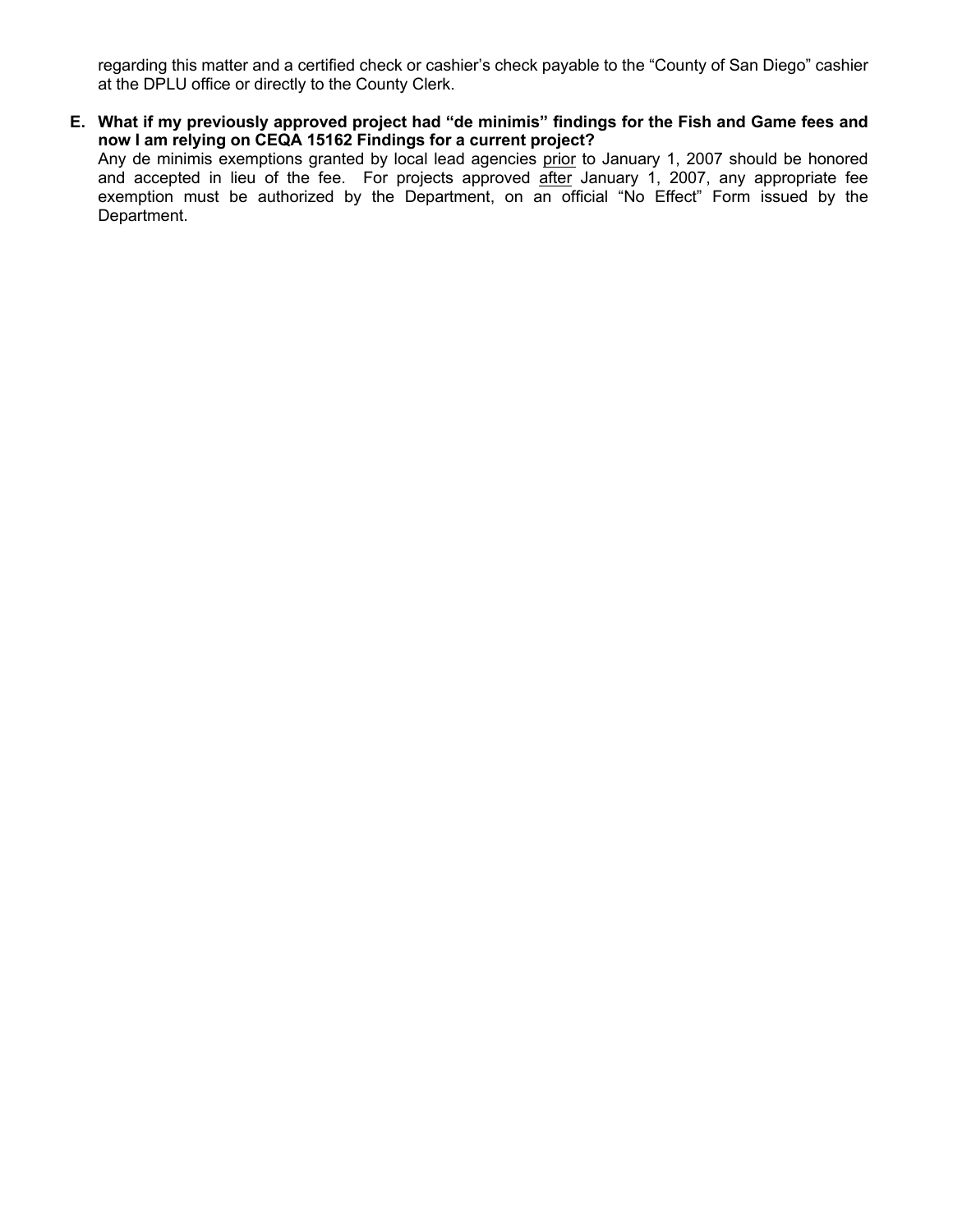regarding this matter and a certified check or cashier's check payable to the "County of San Diego" cashier at the DPLU office or directly to the County Clerk.

**E. What if my previously approved project had "de minimis" findings for the Fish and Game fees and now I am relying on CEQA 15162 Findings for a current project?**

Any de minimis exemptions granted by local lead agencies <u>prior</u> to January 1, 2007 should be honored and accepted in lieu of the fee. For projects approved <u>after</u> January 1, 2007, any appropriate fee exemption must be authorized by the Department, on an official "No Effect" Form issued by the Department.